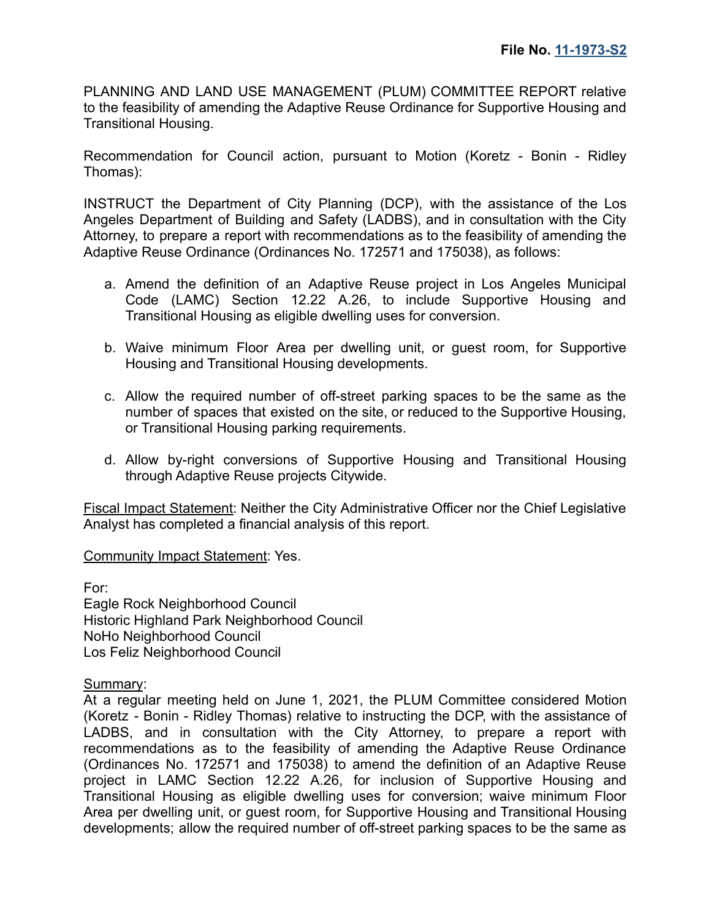**File No. [11-1973-S2]**

PLANNING AND LAND USE MANAGEMENT (PLUM) COMMITTEE REPORT relative to the feasibility of amending the Adaptive Reuse Ordinance for Supportive Housing and Transitional Housing.

Recommendation for Council action, pursuant to Motion (Koretz - Bonin - Ridley Thomas):

INSTRUCT the Department of City Planning (DCP), with the assistance of the Los Angeles Department of Building and Safety (LADBS), and in consultation with the City Attorney, to prepare a report with recommendations as to the feasibility of amending the Adaptive Reuse Ordinance (Ordinances No. 172571 and 175038), as follows:

a. Amend the definition of an Adaptive Reuse project in Los Angeles Municipal Code (LAMC) Section 12.22 A.26, to include Supportive Housing and Transitional Housing as eligible dwelling uses for conversion.

b. Waive minimum Floor Area per dwelling unit, or guest room, for Supportive Housing and Transitional Housing developments.

c. Allow the required number of off-street parking spaces to be the same as the number of spaces that existed on the site, or reduced to the Supportive Housing, or Transitional Housing parking requirements.

d. Allow by-right conversions of Supportive Housing and Transitional Housing through Adaptive Reuse projects Citywide.

<u>Fiscal Impact Statement</u>: Neither the City Administrative Officer nor the Chief Legislative Analyst has completed a financial analysis of this report.

<u>Community Impact Statement</u>: Yes.

For:
Eagle Rock Neighborhood Council
Historic Highland Park Neighborhood Council
NoHo Neighborhood Council
Los Feliz Neighborhood Council

<u>Summary</u>:
At a regular meeting held on June 1, 2021, the PLUM Committee considered Motion (Koretz - Bonin - Ridley Thomas) relative to instructing the DCP, with the assistance of LADBS, and in consultation with the City Attorney, to prepare a report with recommendations as to the feasibility of amending the Adaptive Reuse Ordinance (Ordinances No. 172571 and 175038) to amend the definition of an Adaptive Reuse project in LAMC Section 12.22 A.26, for inclusion of Supportive Housing and Transitional Housing as eligible dwelling uses for conversion; waive minimum Floor Area per dwelling unit, or guest room, for Supportive Housing and Transitional Housing developments; allow the required number of off-street parking spaces to be the same as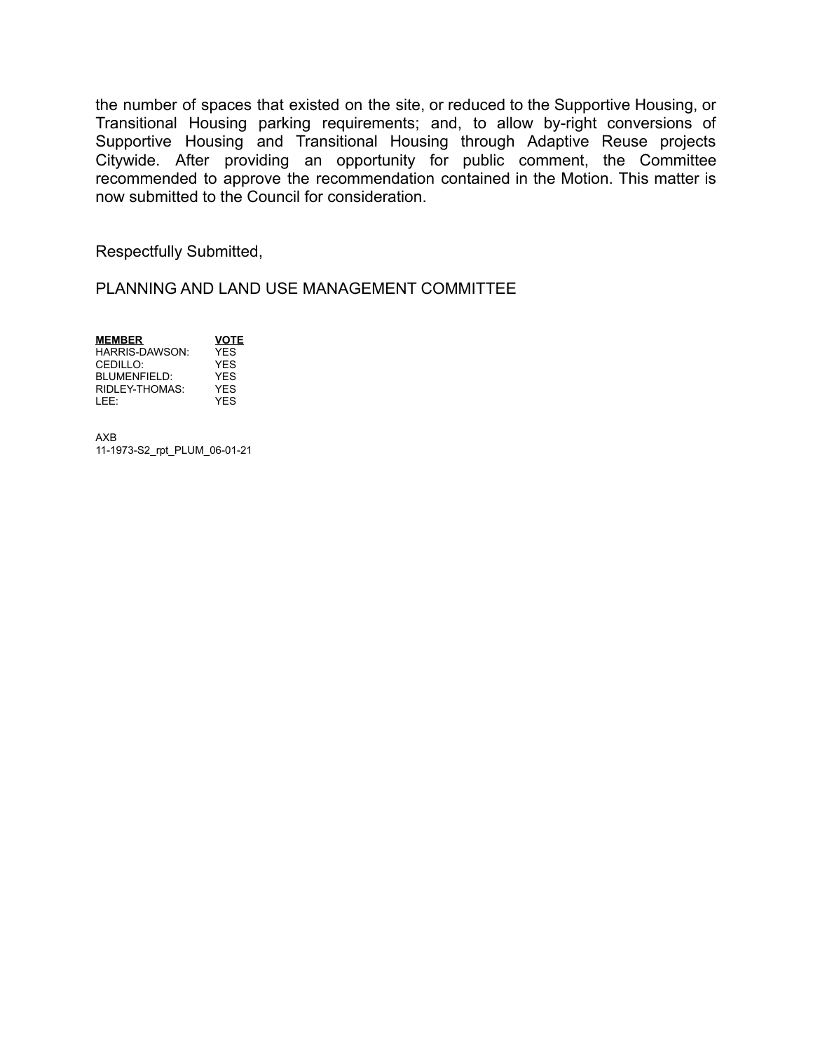the number of spaces that existed on the site, or reduced to the Supportive Housing, or Transitional Housing parking requirements; and, to allow by-right conversions of Supportive Housing and Transitional Housing through Adaptive Reuse projects Citywide. After providing an opportunity for public comment, the Committee recommended to approve the recommendation contained in the Motion. This matter is now submitted to the Council for consideration.

Respectfully Submitted,

PLANNING AND LAND USE MANAGEMENT COMMITTEE

| MEMBER | VOTE |
| --- | --- |
| HARRIS-DAWSON: | YES |
| CEDILLO: | YES |
| BLUMENFIELD: | YES |
| RIDLEY-THOMAS: | YES |
| LEE: | YES |

AXB
11-1973-S2_rpt_PLUM_06-01-21